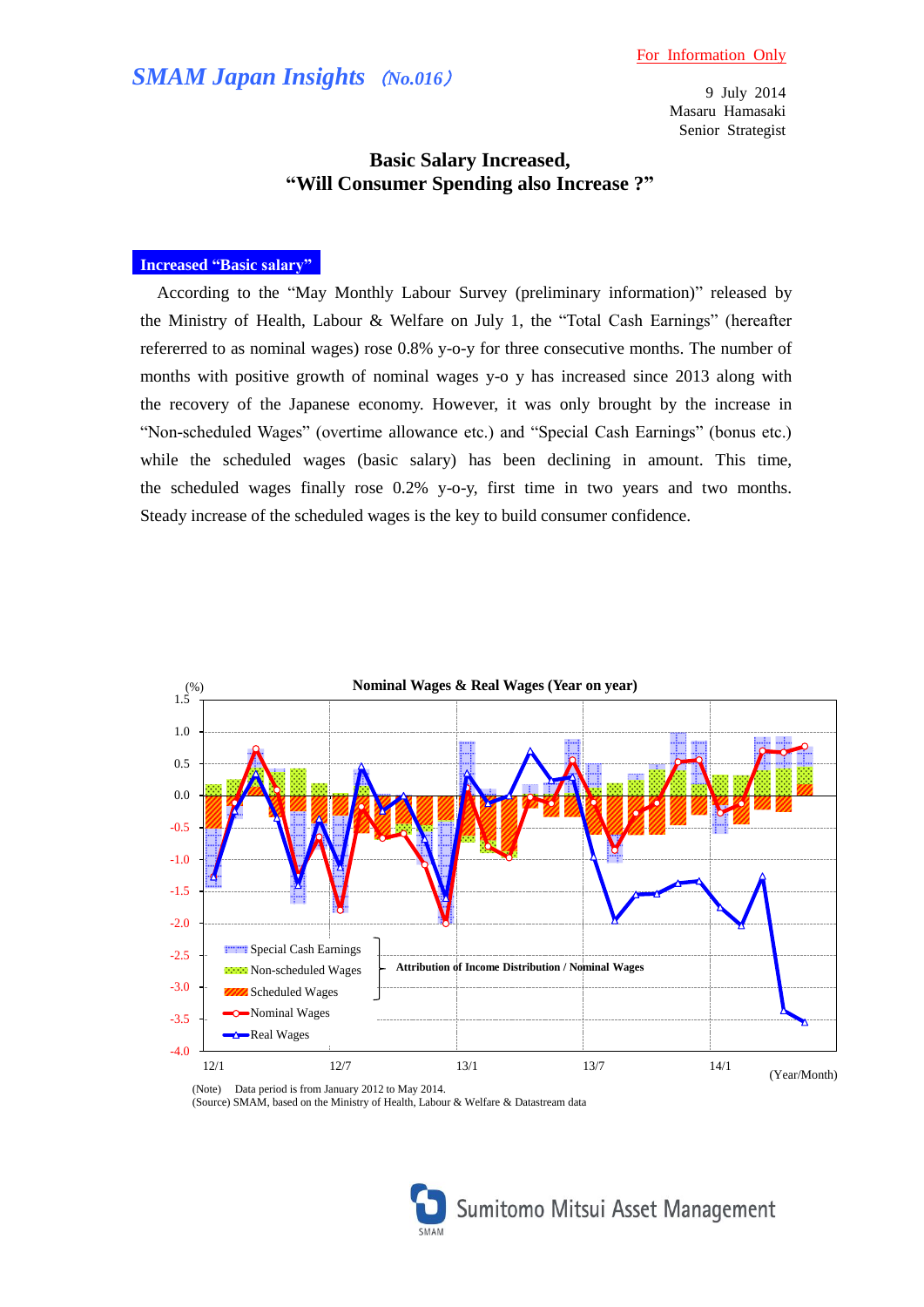For Information Only

# *SMAM Japan Insights* *(No.016)*

9 July 2014
Masaru Hamasaki
Senior Strategist

## Basic Salary Increased, "Will Consumer Spending also Increase ?"

### Increased "Basic salary"

According to the "May Monthly Labour Survey (preliminary information)" released by the Ministry of Health, Labour & Welfare on July 1, the "Total Cash Earnings" (hereafter refererred to as nominal wages) rose 0.8% y-o-y for three consecutive months. The number of months with positive growth of nominal wages y-o y has increased since 2013 along with the recovery of the Japanese economy. However, it was only brought by the increase in "Non-scheduled Wages" (overtime allowance etc.) and "Special Cash Earnings" (bonus etc.) while the scheduled wages (basic salary) has been declining in amount. This time, the scheduled wages finally rose 0.2% y-o-y, first time in two years and two months. Steady increase of the scheduled wages is the key to build consumer confidence.

**Nominal Wages & Real Wages (Year on year)**

(%)

Legend: Special Cash Earnings, Non-scheduled Wages, Scheduled Wages (Attribution of Income Distribution / Nominal Wages); Nominal Wages; Real Wages

(Year/Month): 12/1, 12/7, 13/1, 13/7, 14/1

(Note) Data period is from January 2012 to May 2014.
(Source) SMAM, based on the Ministry of Health, Labour & Welfare & Datastream data

Sumitomo Mitsui Asset Management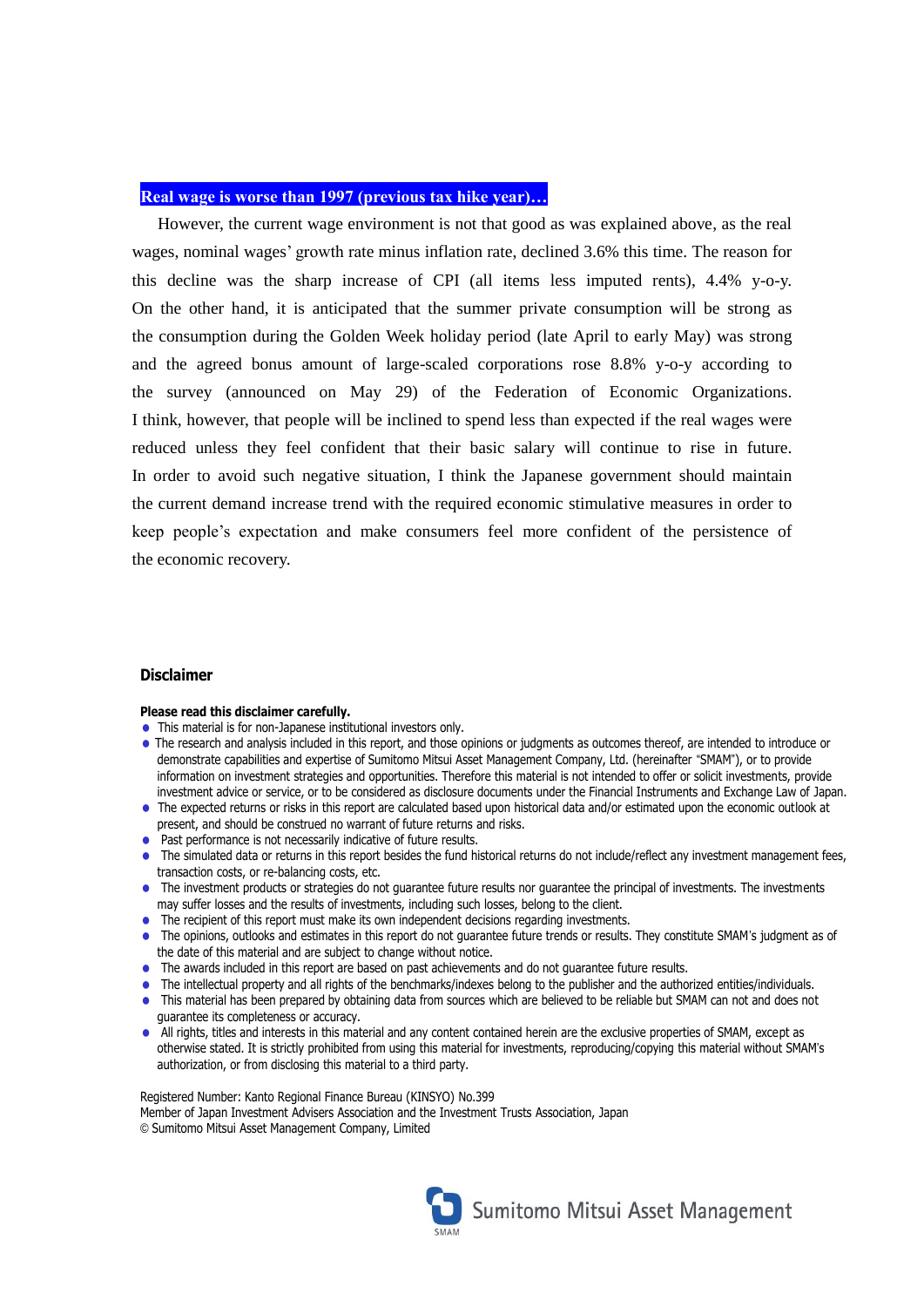### Real wage is worse than 1997 (previous tax hike year)…

However, the current wage environment is not that good as was explained above, as the real wages, nominal wages' growth rate minus inflation rate, declined 3.6% this time. The reason for this decline was the sharp increase of CPI (all items less imputed rents), 4.4% y-o-y. On the other hand, it is anticipated that the summer private consumption will be strong as the consumption during the Golden Week holiday period (late April to early May) was strong and the agreed bonus amount of large-scaled corporations rose 8.8% y-o-y according to the survey (announced on May 29) of the Federation of Economic Organizations. I think, however, that people will be inclined to spend less than expected if the real wages were reduced unless they feel confident that their basic salary will continue to rise in future. In order to avoid such negative situation, I think the Japanese government should maintain the current demand increase trend with the required economic stimulative measures in order to keep people's expectation and make consumers feel more confident of the persistence of the economic recovery.

## Disclaimer

**Please read this disclaimer carefully.**

- This material is for non-Japanese institutional investors only.
- The research and analysis included in this report, and those opinions or judgments as outcomes thereof, are intended to introduce or demonstrate capabilities and expertise of Sumitomo Mitsui Asset Management Company, Ltd. (hereinafter "SMAM"), or to provide information on investment strategies and opportunities. Therefore this material is not intended to offer or solicit investments, provide investment advice or service, or to be considered as disclosure documents under the Financial Instruments and Exchange Law of Japan.
- The expected returns or risks in this report are calculated based upon historical data and/or estimated upon the economic outlook at present, and should be construed no warrant of future returns and risks.
- Past performance is not necessarily indicative of future results.
- The simulated data or returns in this report besides the fund historical returns do not include/reflect any investment management fees, transaction costs, or re-balancing costs, etc.
- The investment products or strategies do not guarantee future results nor guarantee the principal of investments. The investments may suffer losses and the results of investments, including such losses, belong to the client.
- The recipient of this report must make its own independent decisions regarding investments.
- The opinions, outlooks and estimates in this report do not guarantee future trends or results. They constitute SMAM's judgment as of the date of this material and are subject to change without notice.
- The awards included in this report are based on past achievements and do not guarantee future results.
- The intellectual property and all rights of the benchmarks/indexes belong to the publisher and the authorized entities/individuals.
- This material has been prepared by obtaining data from sources which are believed to be reliable but SMAM can not and does not guarantee its completeness or accuracy.
- All rights, titles and interests in this material and any content contained herein are the exclusive properties of SMAM, except as otherwise stated. It is strictly prohibited from using this material for investments, reproducing/copying this material without SMAM's authorization, or from disclosing this material to a third party.

Registered Number: Kanto Regional Finance Bureau (KINSYO) No.399
Member of Japan Investment Advisers Association and the Investment Trusts Association, Japan
© Sumitomo Mitsui Asset Management Company, Limited

Sumitomo Mitsui Asset Management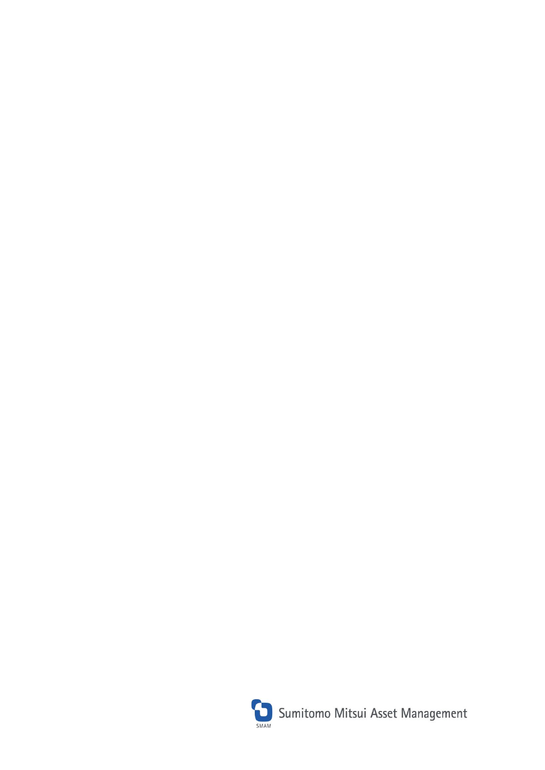SMAM

Sumitomo Mitsui Asset Management